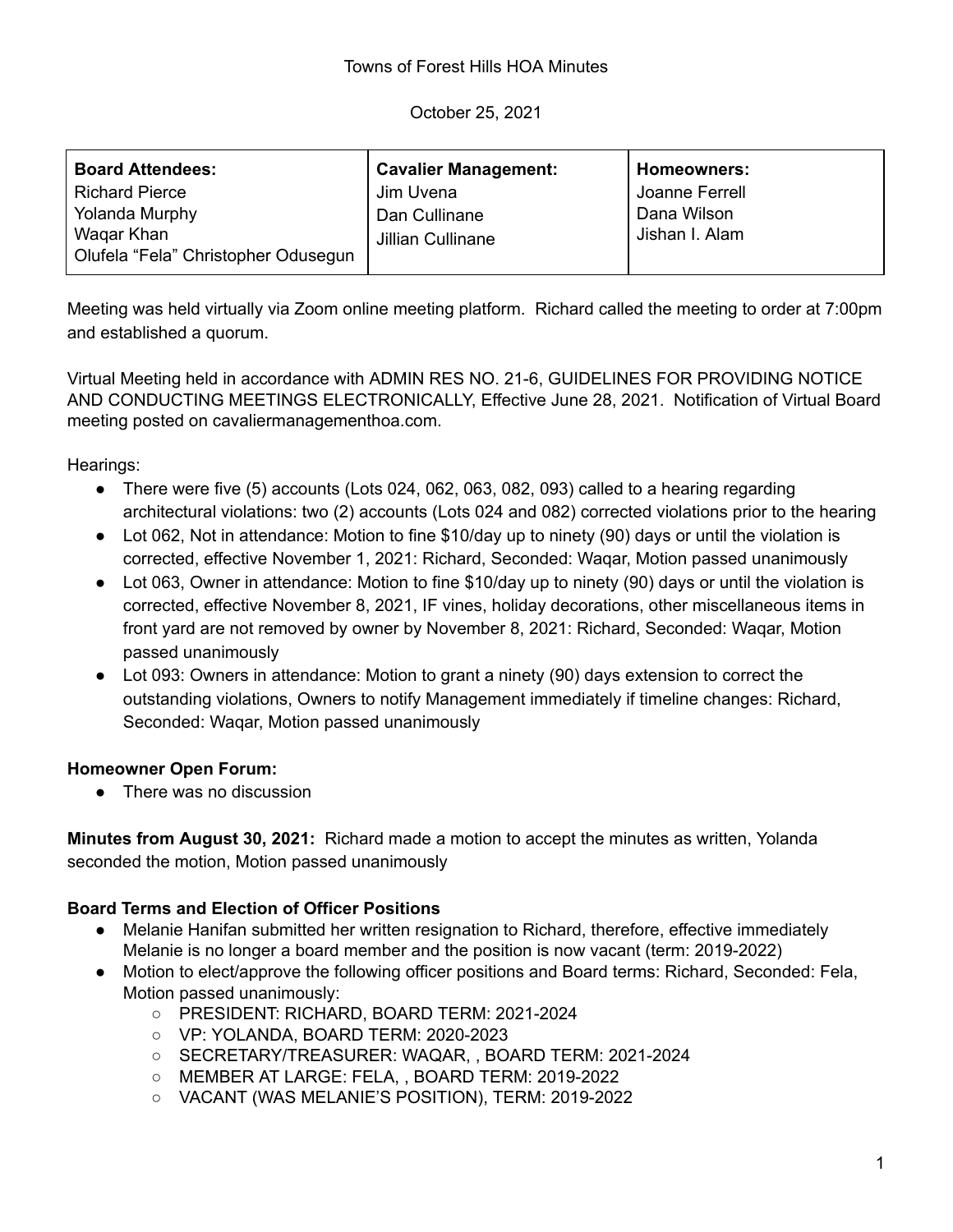Towns of Forest Hills HOA Minutes

October 25, 2021

| Board Attendees: | Cavalier Management: | Homeowners: |
| --- | --- | --- |
| Richard Pierce<br>Yolanda Murphy<br>Waqar Khan<br>Olufela "Fela" Christopher Odusegun | Jim Uvena<br>Dan Cullinane<br>Jillian Cullinane | Joanne Ferrell<br>Dana Wilson<br>Jishan I. Alam |

Meeting was held virtually via Zoom online meeting platform. Richard called the meeting to order at 7:00pm and established a quorum.

Virtual Meeting held in accordance with ADMIN RES NO. 21-6, GUIDELINES FOR PROVIDING NOTICE AND CONDUCTING MEETINGS ELECTRONICALLY, Effective June 28, 2021. Notification of Virtual Board meeting posted on cavaliermanagementhoa.com.

Hearings:

- There were five (5) accounts (Lots 024, 062, 063, 082, 093) called to a hearing regarding architectural violations: two (2) accounts (Lots 024 and 082) corrected violations prior to the hearing
- Lot 062, Not in attendance: Motion to fine $10/day up to ninety (90) days or until the violation is corrected, effective November 1, 2021: Richard, Seconded: Waqar, Motion passed unanimously
- Lot 063, Owner in attendance: Motion to fine $10/day up to ninety (90) days or until the violation is corrected, effective November 8, 2021, IF vines, holiday decorations, other miscellaneous items in front yard are not removed by owner by November 8, 2021: Richard, Seconded: Waqar, Motion passed unanimously
- Lot 093: Owners in attendance: Motion to grant a ninety (90) days extension to correct the outstanding violations, Owners to notify Management immediately if timeline changes: Richard, Seconded: Waqar, Motion passed unanimously

**Homeowner Open Forum:**

- There was no discussion

**Minutes from August 30, 2021:** Richard made a motion to accept the minutes as written, Yolanda seconded the motion, Motion passed unanimously

**Board Terms and Election of Officer Positions**

- Melanie Hanifan submitted her written resignation to Richard, therefore, effective immediately Melanie is no longer a board member and the position is now vacant (term: 2019-2022)
- Motion to elect/approve the following officer positions and Board terms: Richard, Seconded: Fela, Motion passed unanimously:
  - PRESIDENT: RICHARD, BOARD TERM: 2021-2024
  - VP: YOLANDA, BOARD TERM: 2020-2023
  - SECRETARY/TREASURER: WAQAR, , BOARD TERM: 2021-2024
  - MEMBER AT LARGE: FELA, , BOARD TERM: 2019-2022
  - VACANT (WAS MELANIE'S POSITION), TERM: 2019-2022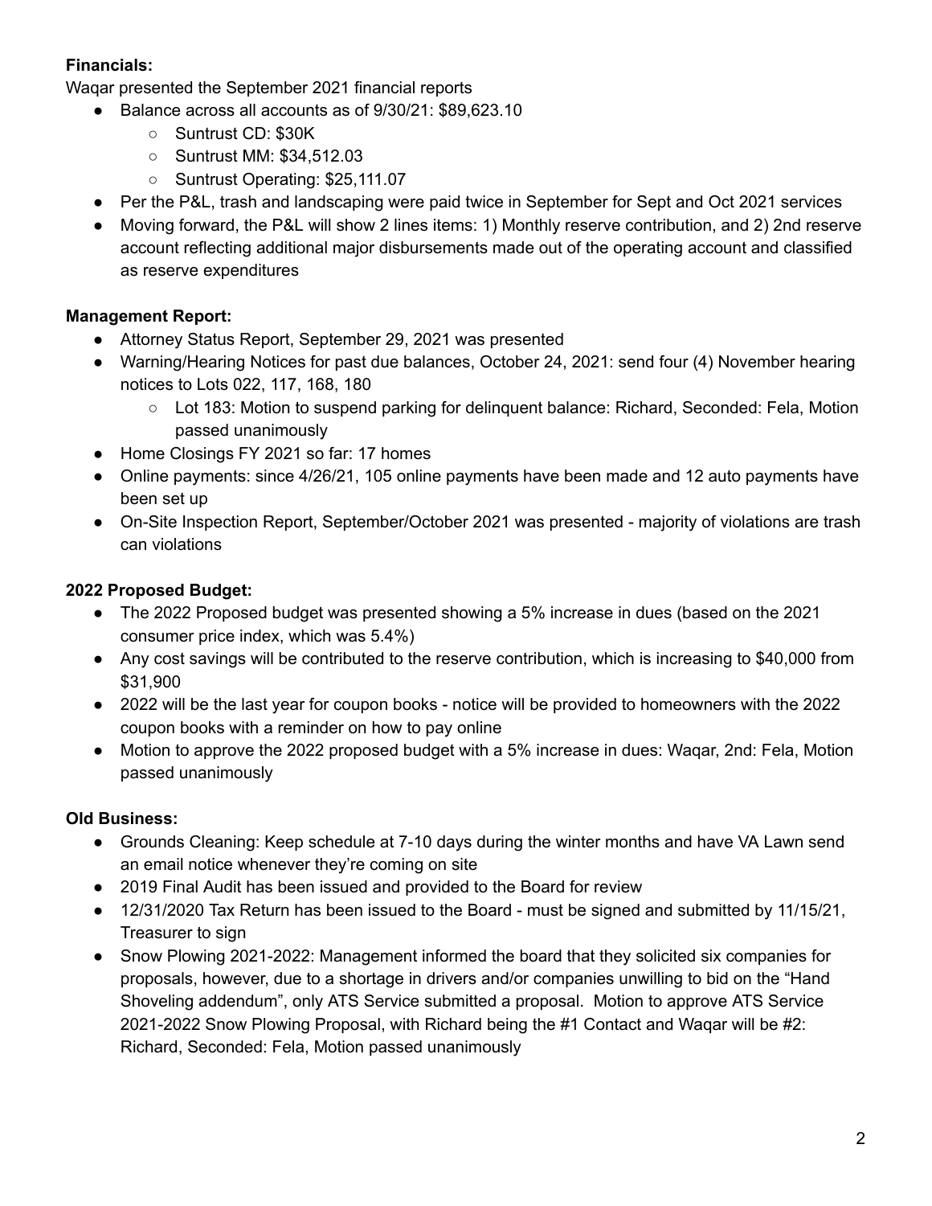**Financials:**

Waqar presented the September 2021 financial reports

- Balance across all accounts as of 9/30/21: $89,623.10
    - Suntrust CD: $30K
    - Suntrust MM: $34,512.03
    - Suntrust Operating: $25,111.07
- Per the P&L, trash and landscaping were paid twice in September for Sept and Oct 2021 services
- Moving forward, the P&L will show 2 lines items: 1) Monthly reserve contribution, and 2) 2nd reserve account reflecting additional major disbursements made out of the operating account and classified as reserve expenditures

**Management Report:**

- Attorney Status Report, September 29, 2021 was presented
- Warning/Hearing Notices for past due balances, October 24, 2021: send four (4) November hearing notices to Lots 022, 117, 168, 180
    - Lot 183: Motion to suspend parking for delinquent balance: Richard, Seconded: Fela, Motion passed unanimously
- Home Closings FY 2021 so far: 17 homes
- Online payments: since 4/26/21, 105 online payments have been made and 12 auto payments have been set up
- On-Site Inspection Report, September/October 2021 was presented - majority of violations are trash can violations

**2022 Proposed Budget:**

- The 2022 Proposed budget was presented showing a 5% increase in dues (based on the 2021 consumer price index, which was 5.4%)
- Any cost savings will be contributed to the reserve contribution, which is increasing to $40,000 from $31,900
- 2022 will be the last year for coupon books - notice will be provided to homeowners with the 2022 coupon books with a reminder on how to pay online
- Motion to approve the 2022 proposed budget with a 5% increase in dues: Waqar, 2nd: Fela, Motion passed unanimously

**Old Business:**

- Grounds Cleaning: Keep schedule at 7-10 days during the winter months and have VA Lawn send an email notice whenever they're coming on site
- 2019 Final Audit has been issued and provided to the Board for review
- 12/31/2020 Tax Return has been issued to the Board - must be signed and submitted by 11/15/21, Treasurer to sign
- Snow Plowing 2021-2022: Management informed the board that they solicited six companies for proposals, however, due to a shortage in drivers and/or companies unwilling to bid on the "Hand Shoveling addendum", only ATS Service submitted a proposal. Motion to approve ATS Service 2021-2022 Snow Plowing Proposal, with Richard being the #1 Contact and Waqar will be #2: Richard, Seconded: Fela, Motion passed unanimously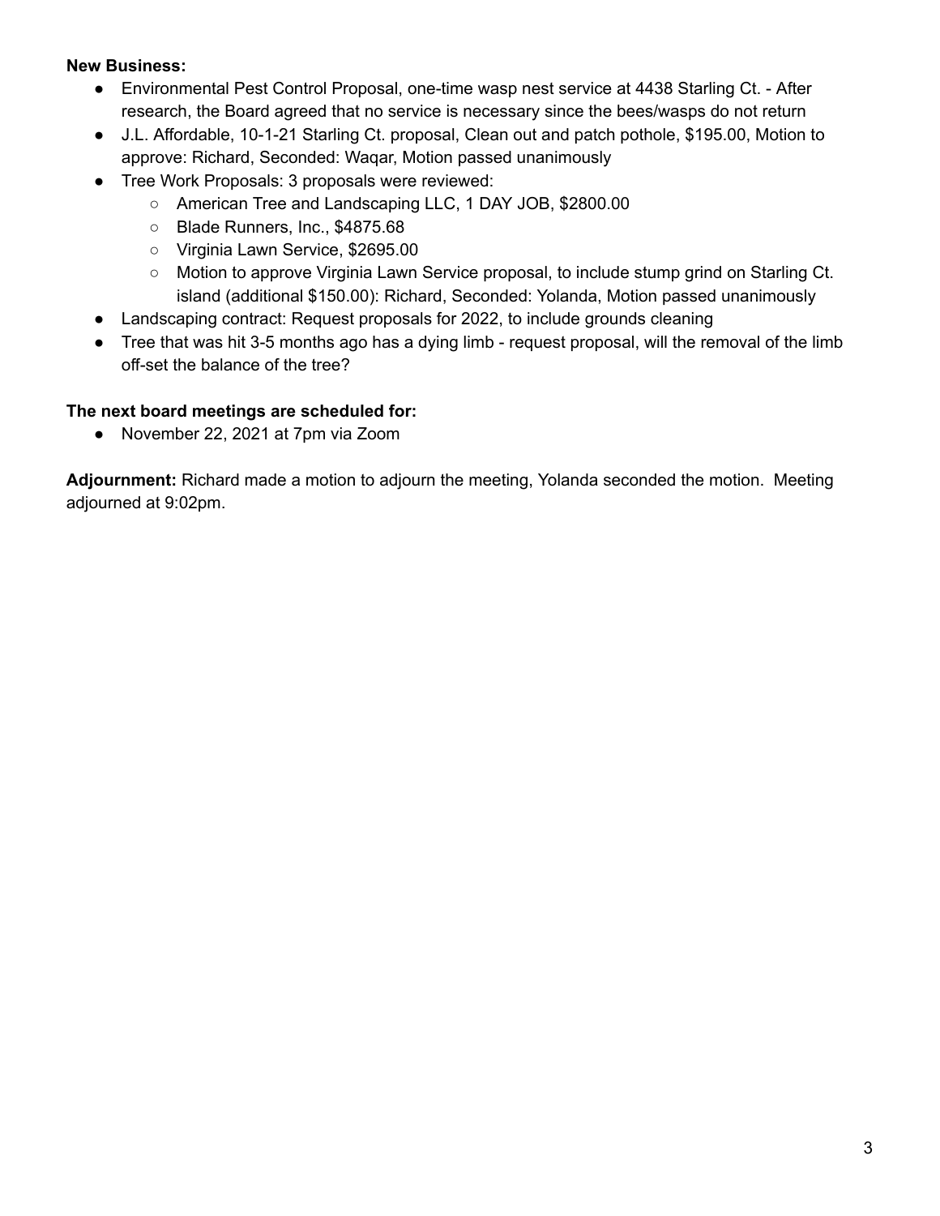**New Business:**

- Environmental Pest Control Proposal, one-time wasp nest service at 4438 Starling Ct. - After research, the Board agreed that no service is necessary since the bees/wasps do not return
- J.L. Affordable, 10-1-21 Starling Ct. proposal, Clean out and patch pothole, $195.00, Motion to approve: Richard, Seconded: Waqar, Motion passed unanimously
- Tree Work Proposals: 3 proposals were reviewed:
  - American Tree and Landscaping LLC, 1 DAY JOB, $2800.00
  - Blade Runners, Inc., $4875.68
  - Virginia Lawn Service, $2695.00
  - Motion to approve Virginia Lawn Service proposal, to include stump grind on Starling Ct. island (additional $150.00): Richard, Seconded: Yolanda, Motion passed unanimously
- Landscaping contract: Request proposals for 2022, to include grounds cleaning
- Tree that was hit 3-5 months ago has a dying limb - request proposal, will the removal of the limb off-set the balance of the tree?

**The next board meetings are scheduled for:**

- November 22, 2021 at 7pm via Zoom

**Adjournment:** Richard made a motion to adjourn the meeting, Yolanda seconded the motion. Meeting adjourned at 9:02pm.